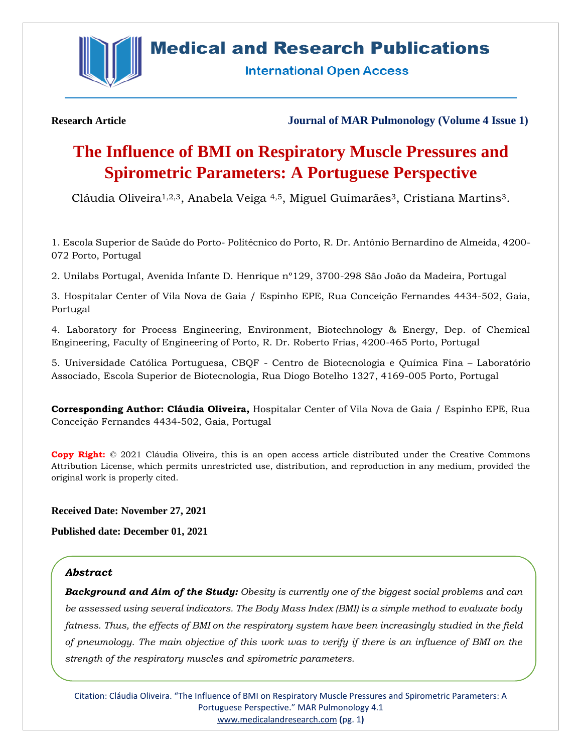**Research Article** **Journal of MAR Pulmonology (Volume 4 Issue 1)**

# The Influence of BMI on Respiratory Muscle Pressures and Spirometric Parameters: A Portuguese Perspective

Cláudia Oliveira[1,2,3], Anabela Veiga [4,5], Miguel Guimarães[3], Cristiana Martins[3].

1. Escola Superior de Saúde do Porto- Politécnico do Porto, R. Dr. António Bernardino de Almeida, 4200-072 Porto, Portugal

2. Unilabs Portugal, Avenida Infante D. Henrique nº129, 3700-298 São João da Madeira, Portugal

3. Hospitalar Center of Vila Nova de Gaia / Espinho EPE, Rua Conceição Fernandes 4434-502, Gaia, Portugal

4. Laboratory for Process Engineering, Environment, Biotechnology & Energy, Dep. of Chemical Engineering, Faculty of Engineering of Porto, R. Dr. Roberto Frias, 4200-465 Porto, Portugal

5. Universidade Católica Portuguesa, CBQF - Centro de Biotecnologia e Química Fina – Laboratório Associado, Escola Superior de Biotecnologia, Rua Diogo Botelho 1327, 4169-005 Porto, Portugal

**Corresponding Author: Cláudia Oliveira,** Hospitalar Center of Vila Nova de Gaia / Espinho EPE, Rua Conceição Fernandes 4434-502, Gaia, Portugal

**Copy Right:** © 2021 Cláudia Oliveira, this is an open access article distributed under the Creative Commons Attribution License, which permits unrestricted use, distribution, and reproduction in any medium, provided the original work is properly cited.

**Received Date: November 27, 2021**

**Published date: December 01, 2021**

## *Abstract*

***Background and Aim of the Study:*** *Obesity is currently one of the biggest social problems and can be assessed using several indicators. The Body Mass Index (BMI) is a simple method to evaluate body fatness. Thus, the effects of BMI on the respiratory system have been increasingly studied in the field of pneumology. The main objective of this work was to verify if there is an influence of BMI on the strength of the respiratory muscles and spirometric parameters.*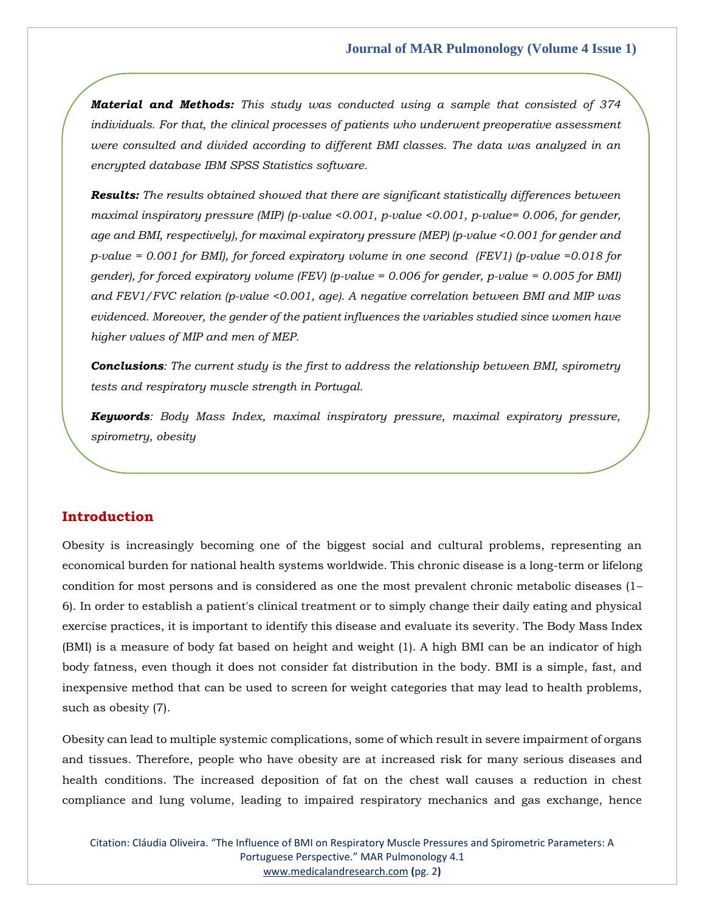***Material and Methods:*** *This study was conducted using a sample that consisted of 374 individuals. For that, the clinical processes of patients who underwent preoperative assessment were consulted and divided according to different BMI classes. The data was analyzed in an encrypted database IBM SPSS Statistics software.*

***Results:*** *The results obtained showed that there are significant statistically differences between maximal inspiratory pressure (MIP) (p-value <0.001, p-value <0.001, p-value= 0.006, for gender, age and BMI, respectively), for maximal expiratory pressure (MEP) (p-value <0.001 for gender and p-value = 0.001 for BMI), for forced expiratory volume in one second (FEV1) (p-value =0.018 for gender), for forced expiratory volume (FEV) (p-value = 0.006 for gender, p-value = 0.005 for BMI) and FEV1/FVC relation (p-value <0.001, age). A negative correlation between BMI and MIP was evidenced. Moreover, the gender of the patient influences the variables studied since women have higher values of MIP and men of MEP.*

***Conclusions****: The current study is the first to address the relationship between BMI, spirometry tests and respiratory muscle strength in Portugal.*

***Keywords****: Body Mass Index, maximal inspiratory pressure, maximal expiratory pressure, spirometry, obesity*

## Introduction

Obesity is increasingly becoming one of the biggest social and cultural problems, representing an economical burden for national health systems worldwide. This chronic disease is a long-term or lifelong condition for most persons and is considered as one the most prevalent chronic metabolic diseases (1–6). In order to establish a patient's clinical treatment or to simply change their daily eating and physical exercise practices, it is important to identify this disease and evaluate its severity. The Body Mass Index (BMI) is a measure of body fat based on height and weight (1). A high BMI can be an indicator of high body fatness, even though it does not consider fat distribution in the body. BMI is a simple, fast, and inexpensive method that can be used to screen for weight categories that may lead to health problems, such as obesity (7).

Obesity can lead to multiple systemic complications, some of which result in severe impairment of organs and tissues. Therefore, people who have obesity are at increased risk for many serious diseases and health conditions. The increased deposition of fat on the chest wall causes a reduction in chest compliance and lung volume, leading to impaired respiratory mechanics and gas exchange, hence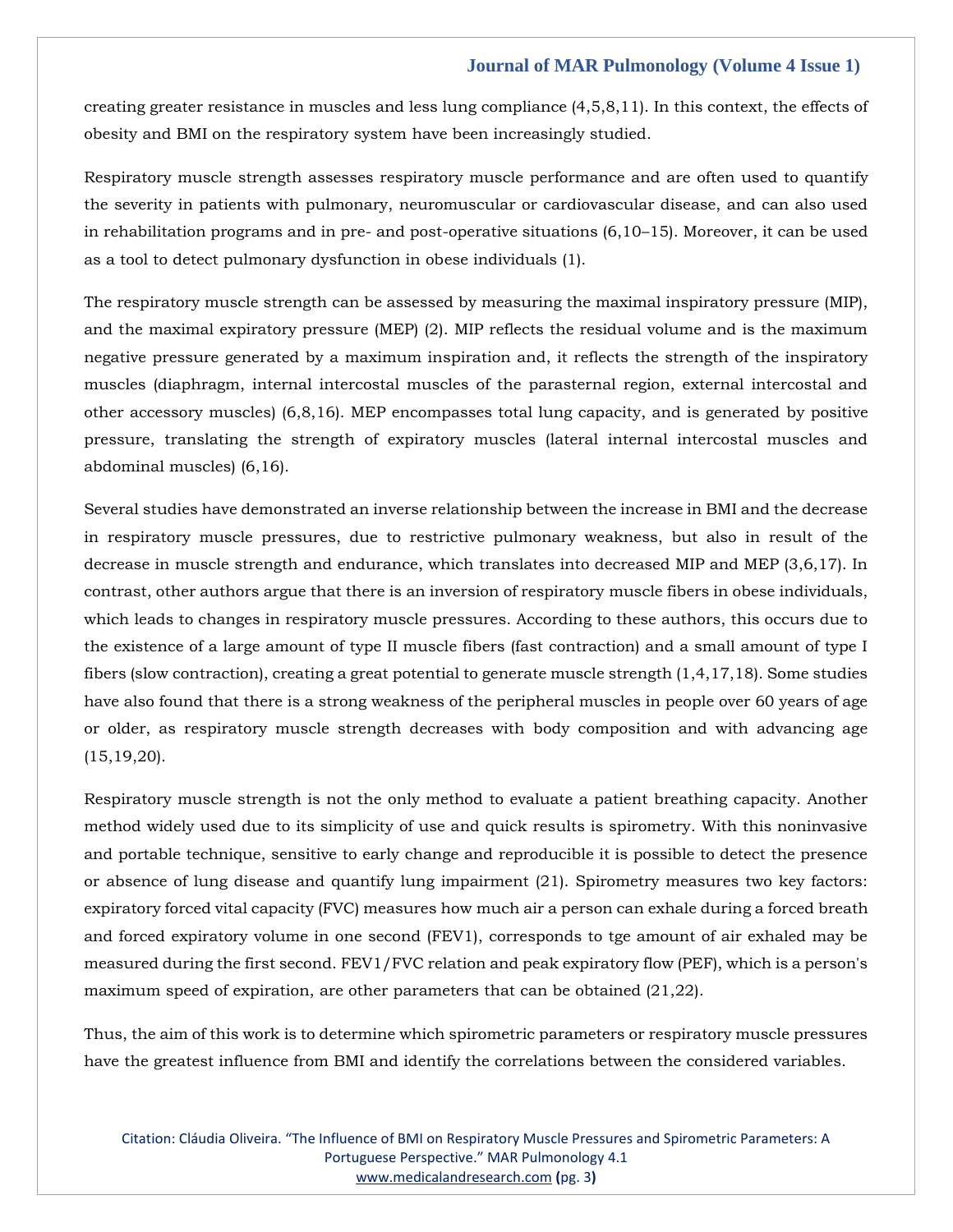creating greater resistance in muscles and less lung compliance (4,5,8,11). In this context, the effects of obesity and BMI on the respiratory system have been increasingly studied.

Respiratory muscle strength assesses respiratory muscle performance and are often used to quantify the severity in patients with pulmonary, neuromuscular or cardiovascular disease, and can also used in rehabilitation programs and in pre- and post-operative situations (6,10–15). Moreover, it can be used as a tool to detect pulmonary dysfunction in obese individuals (1).

The respiratory muscle strength can be assessed by measuring the maximal inspiratory pressure (MIP), and the maximal expiratory pressure (MEP) (2). MIP reflects the residual volume and is the maximum negative pressure generated by a maximum inspiration and, it reflects the strength of the inspiratory muscles (diaphragm, internal intercostal muscles of the parasternal region, external intercostal and other accessory muscles) (6,8,16). MEP encompasses total lung capacity, and is generated by positive pressure, translating the strength of expiratory muscles (lateral internal intercostal muscles and abdominal muscles) (6,16).

Several studies have demonstrated an inverse relationship between the increase in BMI and the decrease in respiratory muscle pressures, due to restrictive pulmonary weakness, but also in result of the decrease in muscle strength and endurance, which translates into decreased MIP and MEP (3,6,17). In contrast, other authors argue that there is an inversion of respiratory muscle fibers in obese individuals, which leads to changes in respiratory muscle pressures. According to these authors, this occurs due to the existence of a large amount of type II muscle fibers (fast contraction) and a small amount of type I fibers (slow contraction), creating a great potential to generate muscle strength (1,4,17,18). Some studies have also found that there is a strong weakness of the peripheral muscles in people over 60 years of age or older, as respiratory muscle strength decreases with body composition and with advancing age (15,19,20).

Respiratory muscle strength is not the only method to evaluate a patient breathing capacity. Another method widely used due to its simplicity of use and quick results is spirometry. With this noninvasive and portable technique, sensitive to early change and reproducible it is possible to detect the presence or absence of lung disease and quantify lung impairment (21). Spirometry measures two key factors: expiratory forced vital capacity (FVC) measures how much air a person can exhale during a forced breath and forced expiratory volume in one second (FEV1), corresponds to tge amount of air exhaled may be measured during the first second. FEV1/FVC relation and peak expiratory flow (PEF), which is a person's maximum speed of expiration, are other parameters that can be obtained (21,22).

Thus, the aim of this work is to determine which spirometric parameters or respiratory muscle pressures have the greatest influence from BMI and identify the correlations between the considered variables.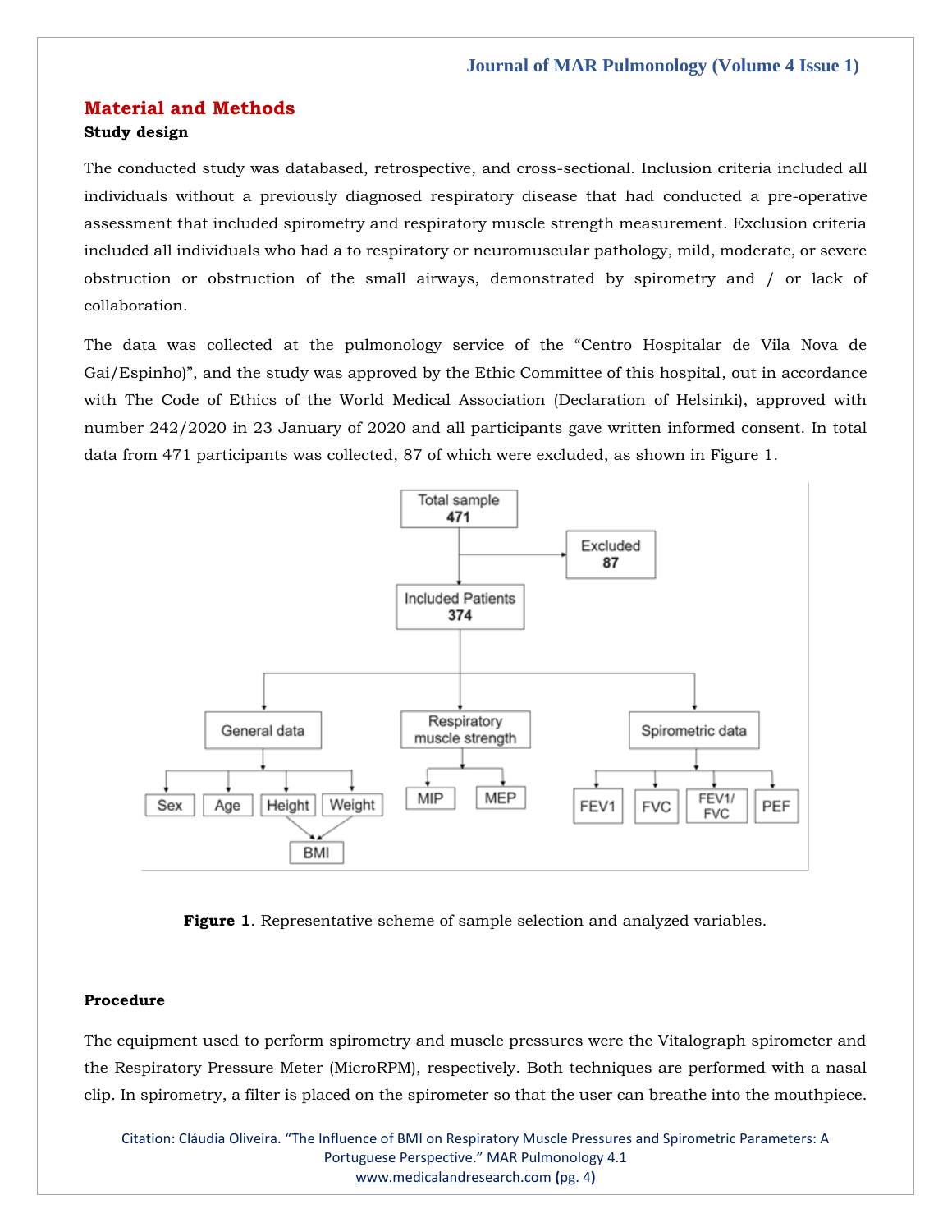## Material and Methods

### Study design

The conducted study was databased, retrospective, and cross-sectional. Inclusion criteria included all individuals without a previously diagnosed respiratory disease that had conducted a pre-operative assessment that included spirometry and respiratory muscle strength measurement. Exclusion criteria included all individuals who had a to respiratory or neuromuscular pathology, mild, moderate, or severe obstruction or obstruction of the small airways, demonstrated by spirometry and / or lack of collaboration.

The data was collected at the pulmonology service of the "Centro Hospitalar de Vila Nova de Gai/Espinho)", and the study was approved by the Ethic Committee of this hospital, out in accordance with The Code of Ethics of the World Medical Association (Declaration of Helsinki), approved with number 242/2020 in 23 January of 2020 and all participants gave written informed consent. In total data from 471 participants was collected, 87 of which were excluded, as shown in Figure 1.

**Figure 1**. Representative scheme of sample selection and analyzed variables.

### Procedure

The equipment used to perform spirometry and muscle pressures were the Vitalograph spirometer and the Respiratory Pressure Meter (MicroRPM), respectively. Both techniques are performed with a nasal clip. In spirometry, a filter is placed on the spirometer so that the user can breathe into the mouthpiece.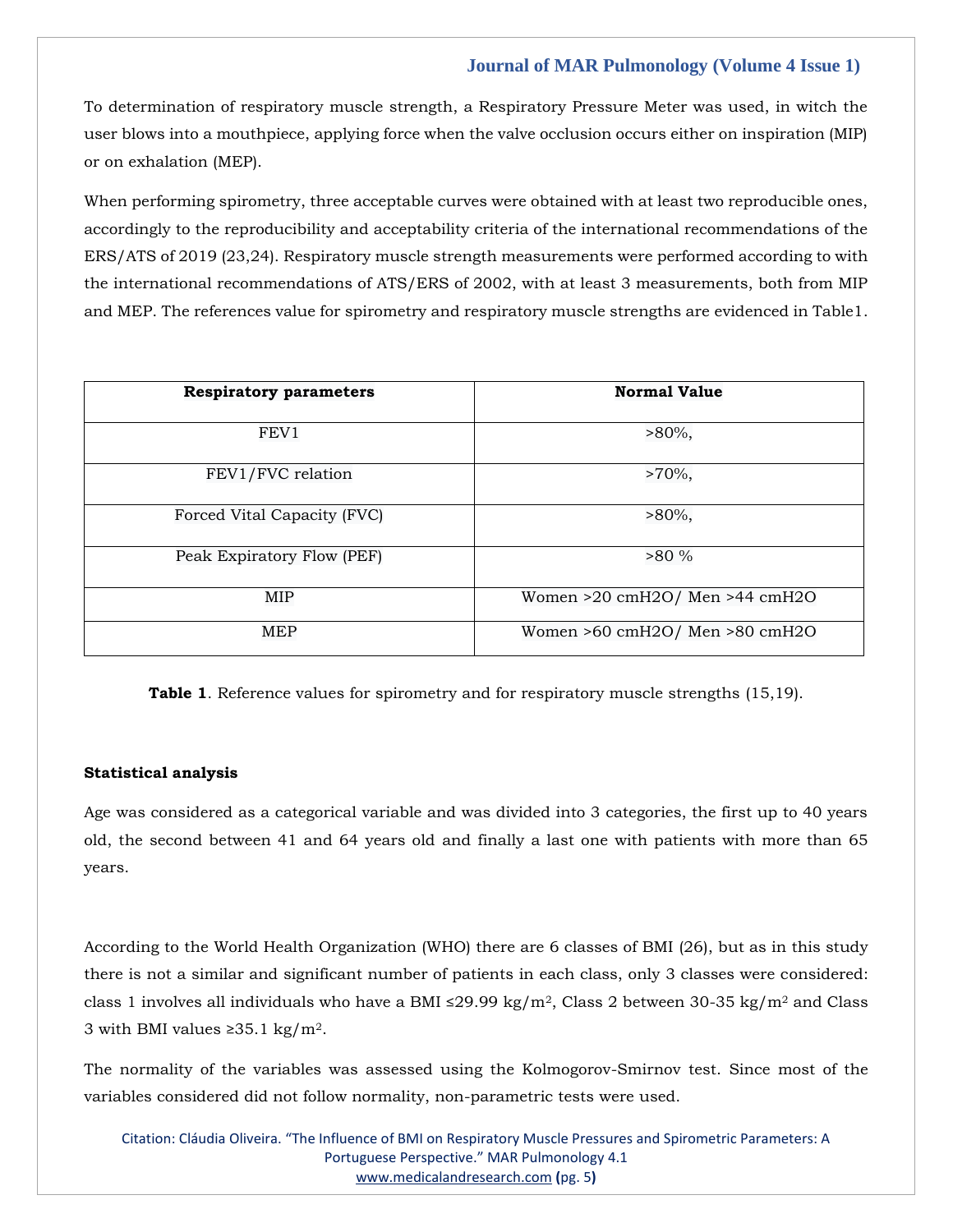To determination of respiratory muscle strength, a Respiratory Pressure Meter was used, in witch the user blows into a mouthpiece, applying force when the valve occlusion occurs either on inspiration (MIP) or on exhalation (MEP).

When performing spirometry, three acceptable curves were obtained with at least two reproducible ones, accordingly to the reproducibility and acceptability criteria of the international recommendations of the ERS/ATS of 2019 (23,24). Respiratory muscle strength measurements were performed according to with the international recommendations of ATS/ERS of 2002, with at least 3 measurements, both from MIP and MEP. The references value for spirometry and respiratory muscle strengths are evidenced in Table1.

| Respiratory parameters | Normal Value |
|---|---|
| FEV1 | >80%, |
| FEV1/FVC relation | >70%, |
| Forced Vital Capacity (FVC) | >80%, |
| Peak Expiratory Flow (PEF) | >80 % |
| MIP | Women >20 cmH2O/ Men >44 cmH2O |
| MEP | Women >60 cmH2O/ Men >80 cmH2O |

**Table 1**. Reference values for spirometry and for respiratory muscle strengths (15,19).

### Statistical analysis

Age was considered as a categorical variable and was divided into 3 categories, the first up to 40 years old, the second between 41 and 64 years old and finally a last one with patients with more than 65 years.

According to the World Health Organization (WHO) there are 6 classes of BMI (26), but as in this study there is not a similar and significant number of patients in each class, only 3 classes were considered: class 1 involves all individuals who have a BMI ≤29.99 kg/m$^2$, Class 2 between 30-35 kg/m$^2$ and Class 3 with BMI values ≥35.1 kg/m$^2$.

The normality of the variables was assessed using the Kolmogorov-Smirnov test. Since most of the variables considered did not follow normality, non-parametric tests were used.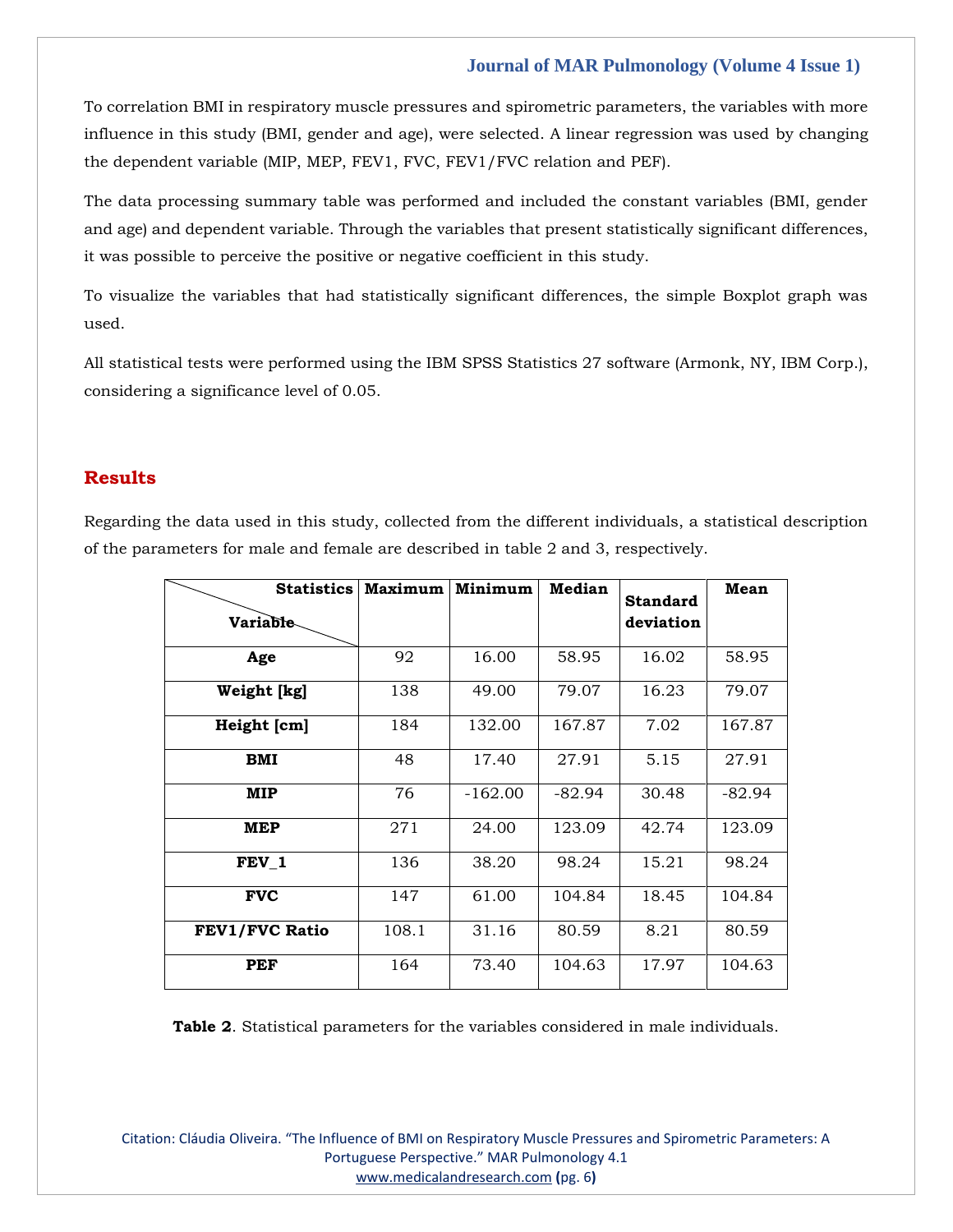To correlation BMI in respiratory muscle pressures and spirometric parameters, the variables with more influence in this study (BMI, gender and age), were selected. A linear regression was used by changing the dependent variable (MIP, MEP, FEV1, FVC, FEV1/FVC relation and PEF).

The data processing summary table was performed and included the constant variables (BMI, gender and age) and dependent variable. Through the variables that present statistically significant differences, it was possible to perceive the positive or negative coefficient in this study.

To visualize the variables that had statistically significant differences, the simple Boxplot graph was used.

All statistical tests were performed using the IBM SPSS Statistics 27 software (Armonk, NY, IBM Corp.), considering a significance level of 0.05.

## Results

Regarding the data used in this study, collected from the different individuals, a statistical description of the parameters for male and female are described in table 2 and 3, respectively.

| Variable \ Statistics | Maximum | Minimum | Median | Standard deviation | Mean |
|---|---|---|---|---|---|
| **Age** | 92 | 16.00 | 58.95 | 16.02 | 58.95 |
| **Weight [kg]** | 138 | 49.00 | 79.07 | 16.23 | 79.07 |
| **Height [cm]** | 184 | 132.00 | 167.87 | 7.02 | 167.87 |
| **BMI** | 48 | 17.40 | 27.91 | 5.15 | 27.91 |
| **MIP** | 76 | -162.00 | -82.94 | 30.48 | -82.94 |
| **MEP** | 271 | 24.00 | 123.09 | 42.74 | 123.09 |
| **FEV_1** | 136 | 38.20 | 98.24 | 15.21 | 98.24 |
| **FVC** | 147 | 61.00 | 104.84 | 18.45 | 104.84 |
| **FEV1/FVC Ratio** | 108.1 | 31.16 | 80.59 | 8.21 | 80.59 |
| **PEF** | 164 | 73.40 | 104.63 | 17.97 | 104.63 |

**Table 2**. Statistical parameters for the variables considered in male individuals.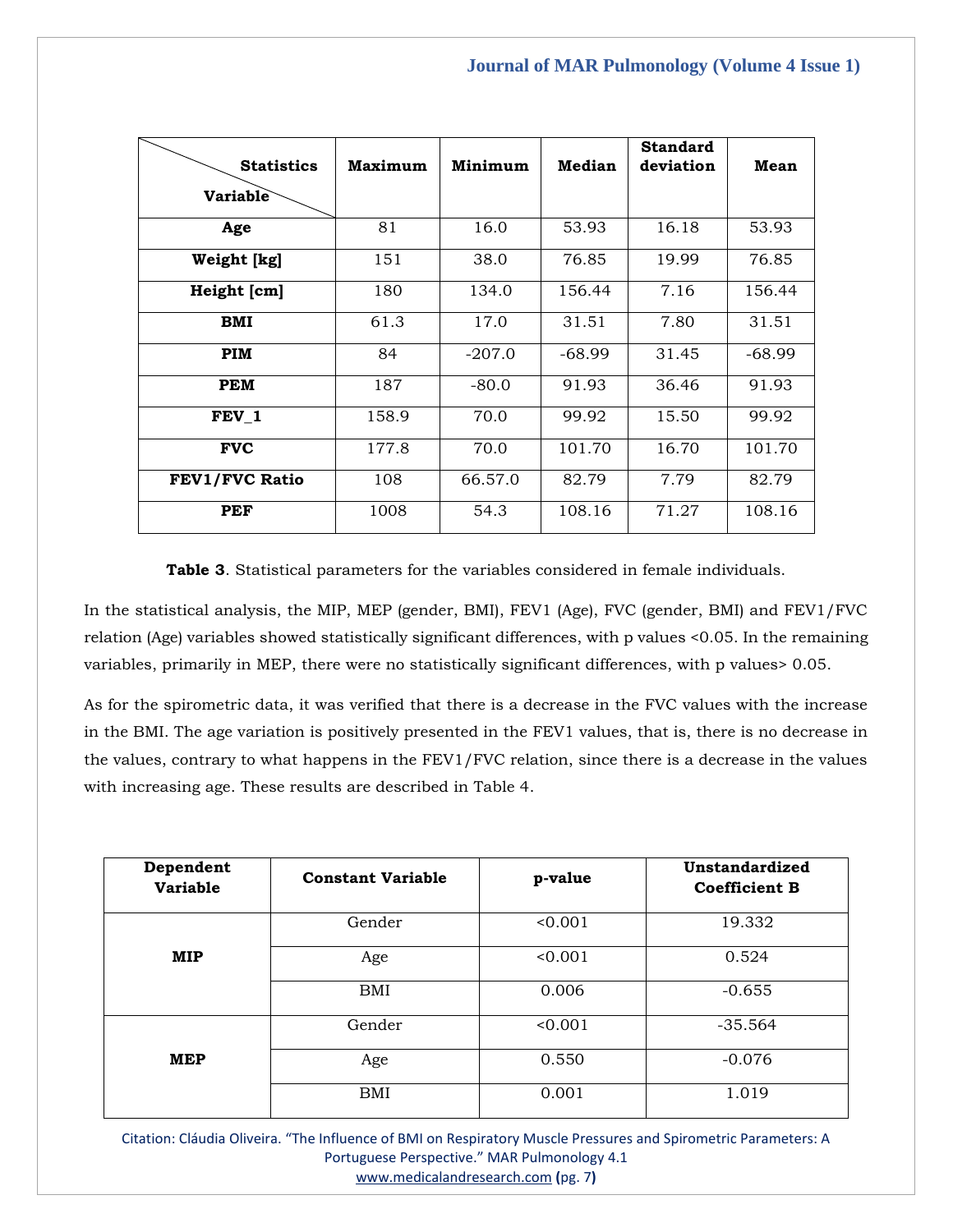| Statistics / Variable | Maximum | Minimum | Median | Standard deviation | Mean |
|---|---|---|---|---|---|
| **Age** | 81 | 16.0 | 53.93 | 16.18 | 53.93 |
| **Weight [kg]** | 151 | 38.0 | 76.85 | 19.99 | 76.85 |
| **Height [cm]** | 180 | 134.0 | 156.44 | 7.16 | 156.44 |
| **BMI** | 61.3 | 17.0 | 31.51 | 7.80 | 31.51 |
| **PIM** | 84 | -207.0 | -68.99 | 31.45 | -68.99 |
| **PEM** | 187 | -80.0 | 91.93 | 36.46 | 91.93 |
| **FEV_1** | 158.9 | 70.0 | 99.92 | 15.50 | 99.92 |
| **FVC** | 177.8 | 70.0 | 101.70 | 16.70 | 101.70 |
| **FEV1/FVC Ratio** | 108 | 66.57.0 | 82.79 | 7.79 | 82.79 |
| **PEF** | 1008 | 54.3 | 108.16 | 71.27 | 108.16 |

**Table 3**. Statistical parameters for the variables considered in female individuals.

In the statistical analysis, the MIP, MEP (gender, BMI), FEV1 (Age), FVC (gender, BMI) and FEV1/FVC relation (Age) variables showed statistically significant differences, with p values <0.05. In the remaining variables, primarily in MEP, there were no statistically significant differences, with p values> 0.05.

As for the spirometric data, it was verified that there is a decrease in the FVC values with the increase in the BMI. The age variation is positively presented in the FEV1 values, that is, there is no decrease in the values, contrary to what happens in the FEV1/FVC relation, since there is a decrease in the values with increasing age. These results are described in Table 4.

| Dependent Variable | Constant Variable | p-value | Unstandardized Coefficient B |
|---|---|---|---|
| **MIP** | Gender | <0.001 | 19.332 |
| | Age | <0.001 | 0.524 |
| | BMI | 0.006 | -0.655 |
| **MEP** | Gender | <0.001 | -35.564 |
| | Age | 0.550 | -0.076 |
| | BMI | 0.001 | 1.019 |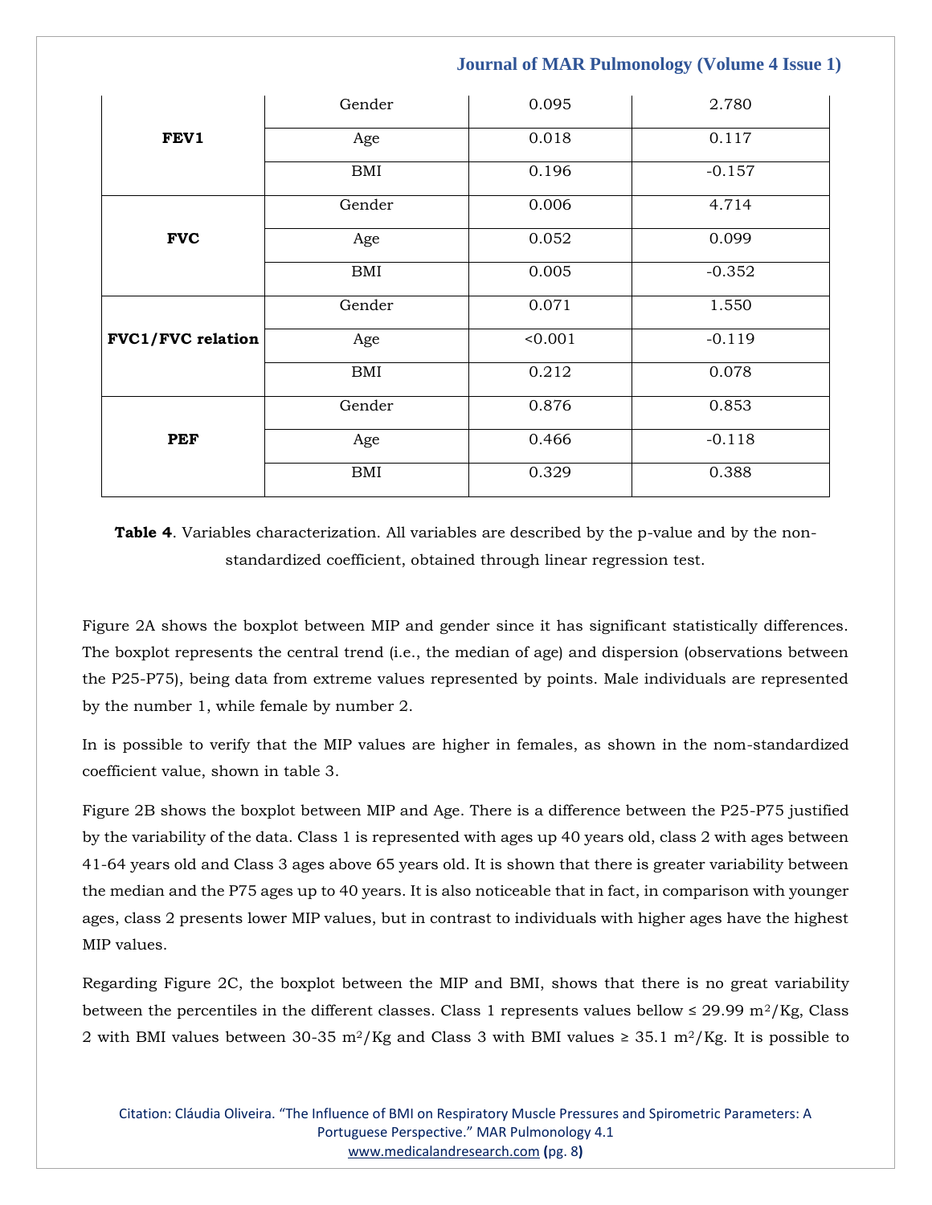| | | | |
|---|---|---|---|
| **FEV1** | Gender | 0.095 | 2.780 |
| | Age | 0.018 | 0.117 |
| | BMI | 0.196 | -0.157 |
| **FVC** | Gender | 0.006 | 4.714 |
| | Age | 0.052 | 0.099 |
| | BMI | 0.005 | -0.352 |
| **FVC1/FVC relation** | Gender | 0.071 | 1.550 |
| | Age | <0.001 | -0.119 |
| | BMI | 0.212 | 0.078 |
| **PEF** | Gender | 0.876 | 0.853 |
| | Age | 0.466 | -0.118 |
| | BMI | 0.329 | 0.388 |

**Table 4**. Variables characterization. All variables are described by the p-value and by the non-standardized coefficient, obtained through linear regression test.

Figure 2A shows the boxplot between MIP and gender since it has significant statistically differences. The boxplot represents the central trend (i.e., the median of age) and dispersion (observations between the P25-P75), being data from extreme values represented by points. Male individuals are represented by the number 1, while female by number 2.

In is possible to verify that the MIP values are higher in females, as shown in the nom-standardized coefficient value, shown in table 3.

Figure 2B shows the boxplot between MIP and Age. There is a difference between the P25-P75 justified by the variability of the data. Class 1 is represented with ages up 40 years old, class 2 with ages between 41-64 years old and Class 3 ages above 65 years old. It is shown that there is greater variability between the median and the P75 ages up to 40 years. It is also noticeable that in fact, in comparison with younger ages, class 2 presents lower MIP values, but in contrast to individuals with higher ages have the highest MIP values.

Regarding Figure 2C, the boxplot between the MIP and BMI, shows that there is no great variability between the percentiles in the different classes. Class 1 represents values bellow ≤ 29.99 $m^2/Kg$, Class 2 with BMI values between 30-35 $m^2/Kg$ and Class 3 with BMI values ≥ 35.1 $m^2/Kg$. It is possible to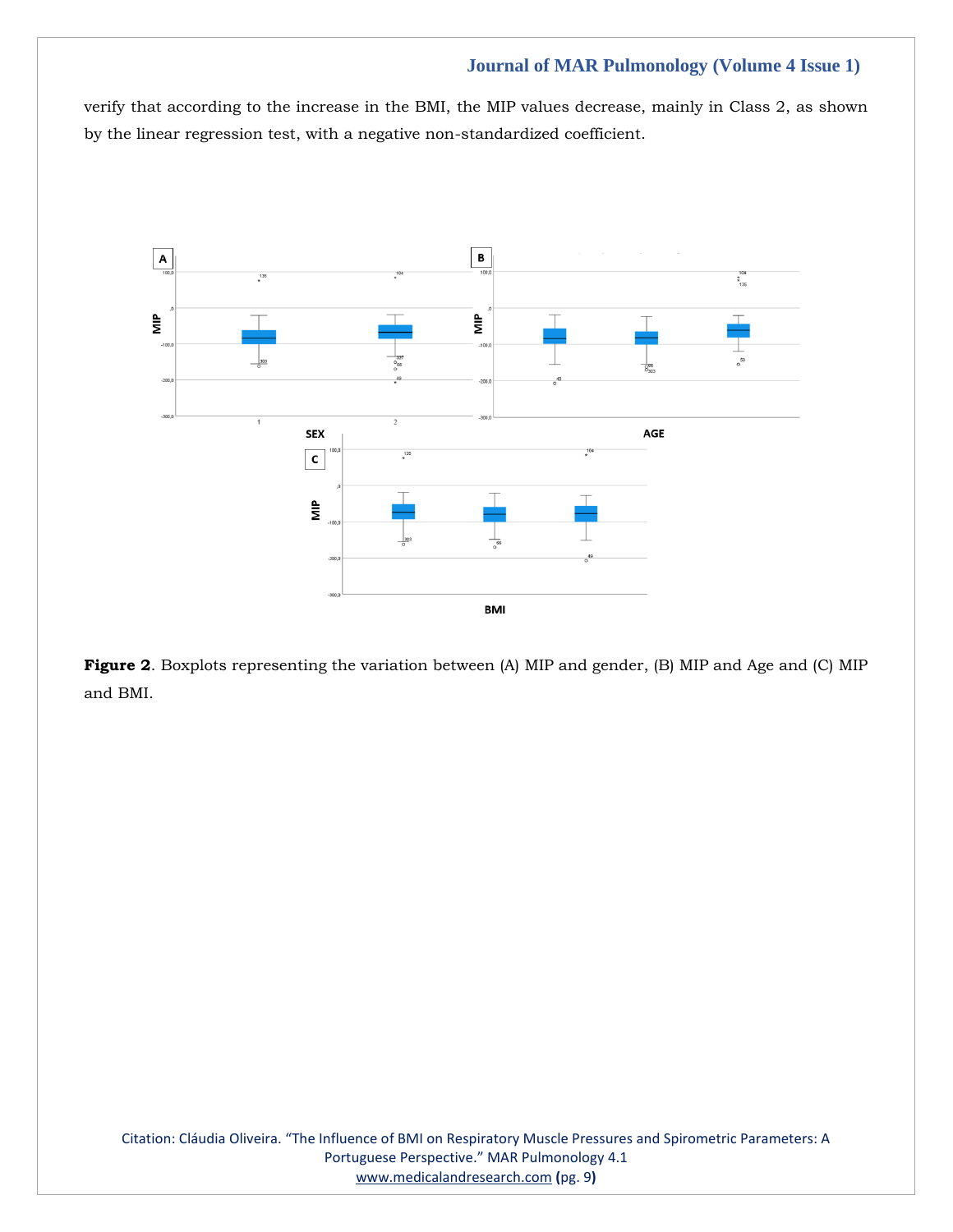verify that according to the increase in the BMI, the MIP values decrease, mainly in Class 2, as shown by the linear regression test, with a negative non-standardized coefficient.

**Figure 2**. Boxplots representing the variation between (A) MIP and gender, (B) MIP and Age and (C) MIP and BMI.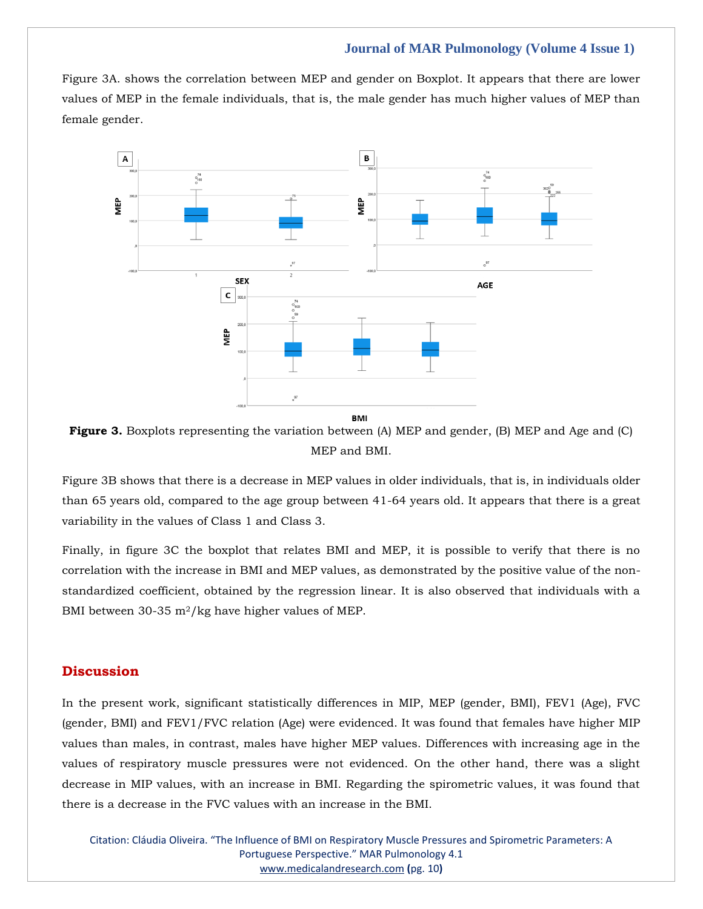Figure 3A. shows the correlation between MEP and gender on Boxplot. It appears that there are lower values of MEP in the female individuals, that is, the male gender has much higher values of MEP than female gender.

**Figure 3.** Boxplots representing the variation between (A) MEP and gender, (B) MEP and Age and (C) MEP and BMI.

Figure 3B shows that there is a decrease in MEP values in older individuals, that is, in individuals older than 65 years old, compared to the age group between 41-64 years old. It appears that there is a great variability in the values of Class 1 and Class 3.

Finally, in figure 3C the boxplot that relates BMI and MEP, it is possible to verify that there is no correlation with the increase in BMI and MEP values, as demonstrated by the positive value of the non-standardized coefficient, obtained by the regression linear. It is also observed that individuals with a BMI between 30-35 $m^2/kg$ have higher values of MEP.

## Discussion

In the present work, significant statistically differences in MIP, MEP (gender, BMI), FEV1 (Age), FVC (gender, BMI) and FEV1/FVC relation (Age) were evidenced. It was found that females have higher MIP values than males, in contrast, males have higher MEP values. Differences with increasing age in the values of respiratory muscle pressures were not evidenced. On the other hand, there was a slight decrease in MIP values, with an increase in BMI. Regarding the spirometric values, it was found that there is a decrease in the FVC values with an increase in the BMI.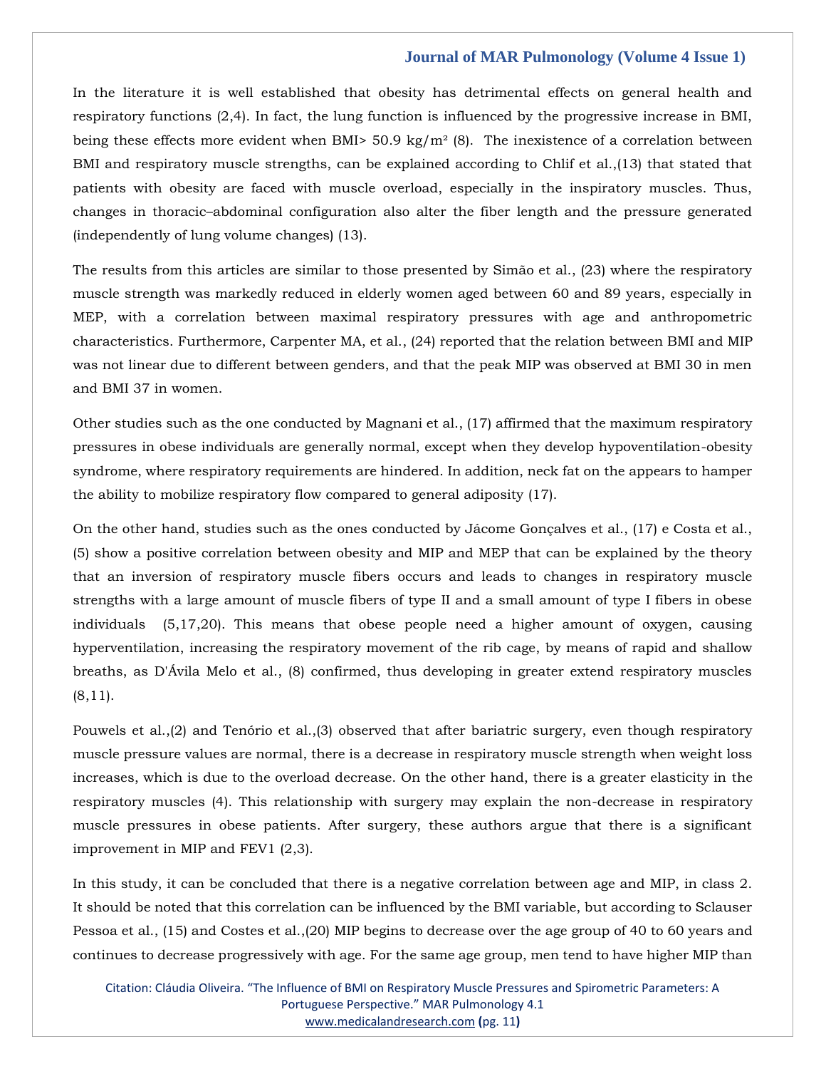In the literature it is well established that obesity has detrimental effects on general health and respiratory functions (2,4). In fact, the lung function is influenced by the progressive increase in BMI, being these effects more evident when BMI> 50.9 kg/m² (8). The inexistence of a correlation between BMI and respiratory muscle strengths, can be explained according to Chlif et al.,(13) that stated that patients with obesity are faced with muscle overload, especially in the inspiratory muscles. Thus, changes in thoracic–abdominal configuration also alter the fiber length and the pressure generated (independently of lung volume changes) (13).

The results from this articles are similar to those presented by Simão et al., (23) where the respiratory muscle strength was markedly reduced in elderly women aged between 60 and 89 years, especially in MEP, with a correlation between maximal respiratory pressures with age and anthropometric characteristics. Furthermore, Carpenter MA, et al., (24) reported that the relation between BMI and MIP was not linear due to different between genders, and that the peak MIP was observed at BMI 30 in men and BMI 37 in women.

Other studies such as the one conducted by Magnani et al., (17) affirmed that the maximum respiratory pressures in obese individuals are generally normal, except when they develop hypoventilation-obesity syndrome, where respiratory requirements are hindered. In addition, neck fat on the appears to hamper the ability to mobilize respiratory flow compared to general adiposity (17).

On the other hand, studies such as the ones conducted by Jácome Gonçalves et al., (17) e Costa et al., (5) show a positive correlation between obesity and MIP and MEP that can be explained by the theory that an inversion of respiratory muscle fibers occurs and leads to changes in respiratory muscle strengths with a large amount of muscle fibers of type II and a small amount of type I fibers in obese individuals (5,17,20). This means that obese people need a higher amount of oxygen, causing hyperventilation, increasing the respiratory movement of the rib cage, by means of rapid and shallow breaths, as D'Ávila Melo et al., (8) confirmed, thus developing in greater extend respiratory muscles (8,11).

Pouwels et al.,(2) and Tenório et al.,(3) observed that after bariatric surgery, even though respiratory muscle pressure values are normal, there is a decrease in respiratory muscle strength when weight loss increases, which is due to the overload decrease. On the other hand, there is a greater elasticity in the respiratory muscles (4). This relationship with surgery may explain the non-decrease in respiratory muscle pressures in obese patients. After surgery, these authors argue that there is a significant improvement in MIP and FEV1 (2,3).

In this study, it can be concluded that there is a negative correlation between age and MIP, in class 2. It should be noted that this correlation can be influenced by the BMI variable, but according to Sclauser Pessoa et al., (15) and Costes et al.,(20) MIP begins to decrease over the age group of 40 to 60 years and continues to decrease progressively with age. For the same age group, men tend to have higher MIP than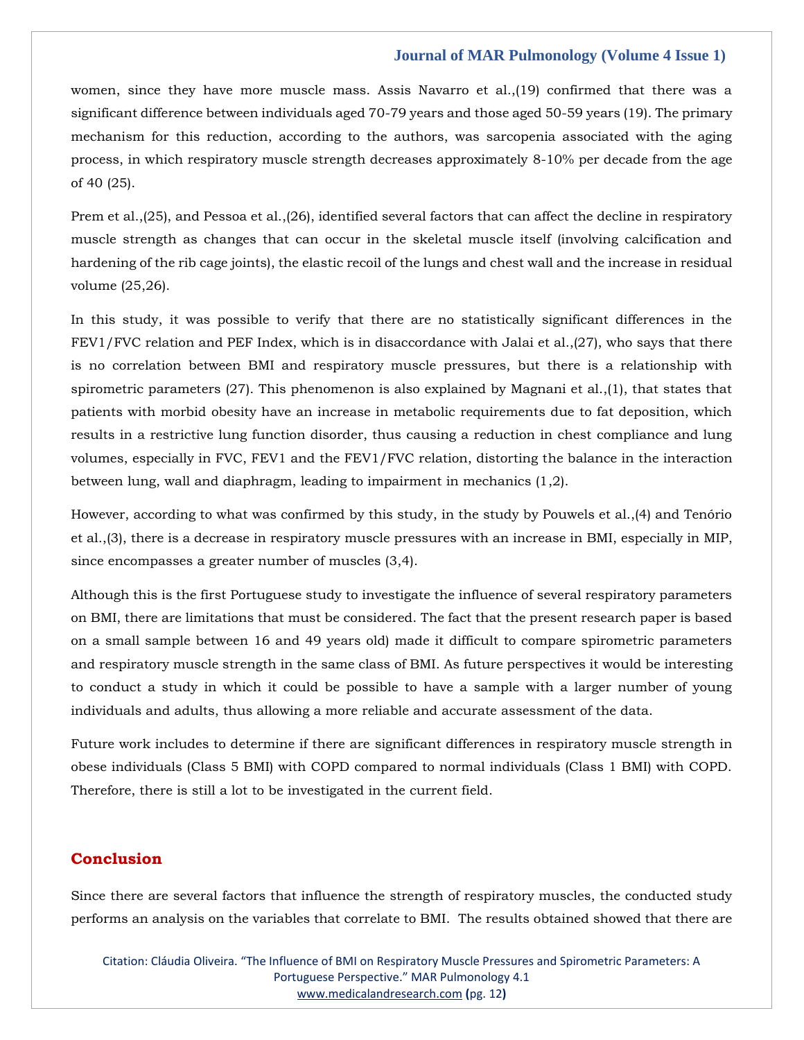women, since they have more muscle mass. Assis Navarro et al.,(19) confirmed that there was a significant difference between individuals aged 70-79 years and those aged 50-59 years (19). The primary mechanism for this reduction, according to the authors, was sarcopenia associated with the aging process, in which respiratory muscle strength decreases approximately 8-10% per decade from the age of 40 (25).

Prem et al.,(25), and Pessoa et al.,(26), identified several factors that can affect the decline in respiratory muscle strength as changes that can occur in the skeletal muscle itself (involving calcification and hardening of the rib cage joints), the elastic recoil of the lungs and chest wall and the increase in residual volume (25,26).

In this study, it was possible to verify that there are no statistically significant differences in the FEV1/FVC relation and PEF Index, which is in disaccordance with Jalai et al.,(27), who says that there is no correlation between BMI and respiratory muscle pressures, but there is a relationship with spirometric parameters (27). This phenomenon is also explained by Magnani et al.,(1), that states that patients with morbid obesity have an increase in metabolic requirements due to fat deposition, which results in a restrictive lung function disorder, thus causing a reduction in chest compliance and lung volumes, especially in FVC, FEV1 and the FEV1/FVC relation, distorting the balance in the interaction between lung, wall and diaphragm, leading to impairment in mechanics (1,2).

However, according to what was confirmed by this study, in the study by Pouwels et al.,(4) and Tenório et al.,(3), there is a decrease in respiratory muscle pressures with an increase in BMI, especially in MIP, since encompasses a greater number of muscles (3,4).

Although this is the first Portuguese study to investigate the influence of several respiratory parameters on BMI, there are limitations that must be considered. The fact that the present research paper is based on a small sample between 16 and 49 years old) made it difficult to compare spirometric parameters and respiratory muscle strength in the same class of BMI. As future perspectives it would be interesting to conduct a study in which it could be possible to have a sample with a larger number of young individuals and adults, thus allowing a more reliable and accurate assessment of the data.

Future work includes to determine if there are significant differences in respiratory muscle strength in obese individuals (Class 5 BMI) with COPD compared to normal individuals (Class 1 BMI) with COPD. Therefore, there is still a lot to be investigated in the current field.

## Conclusion

Since there are several factors that influence the strength of respiratory muscles, the conducted study performs an analysis on the variables that correlate to BMI. The results obtained showed that there are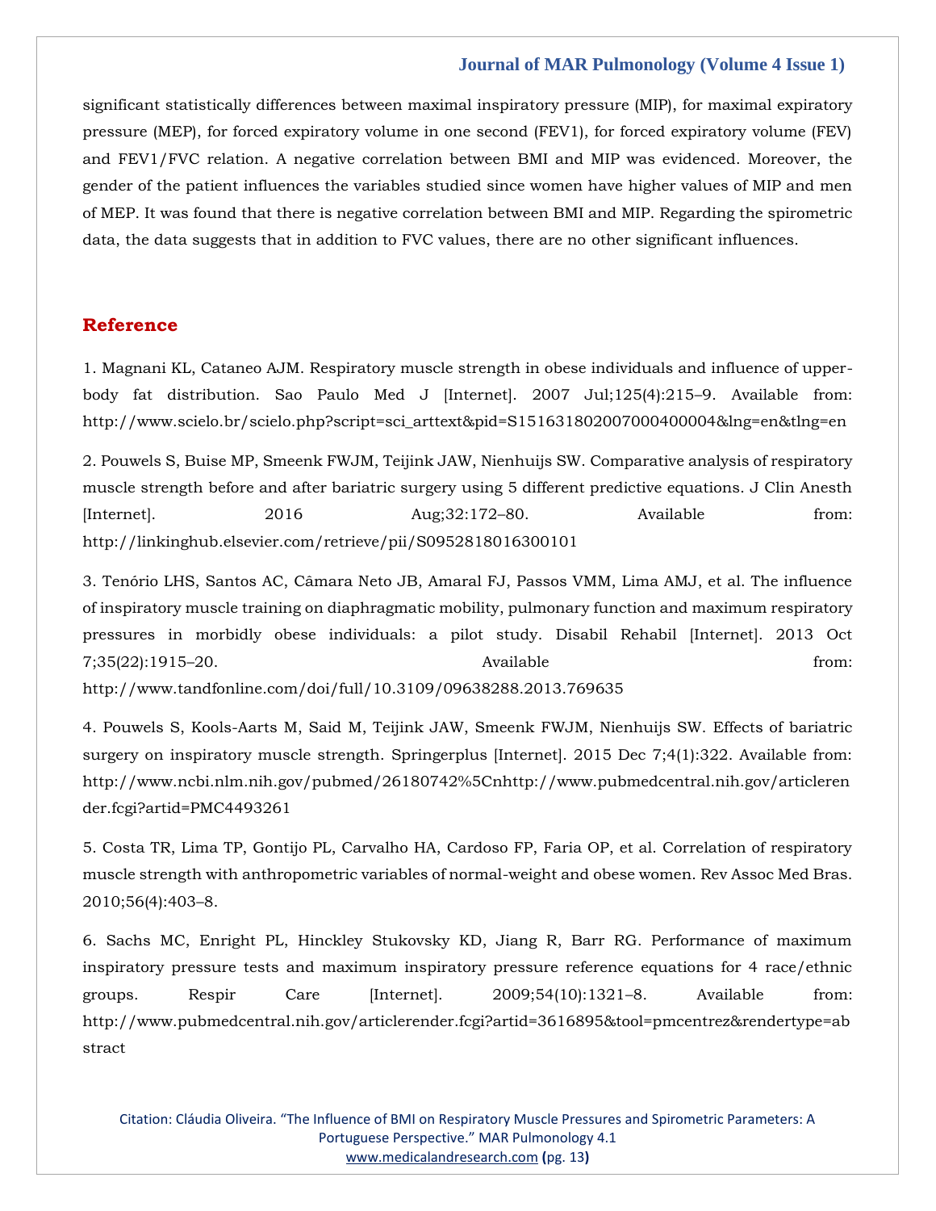significant statistically differences between maximal inspiratory pressure (MIP), for maximal expiratory pressure (MEP), for forced expiratory volume in one second (FEV1), for forced expiratory volume (FEV) and FEV1/FVC relation. A negative correlation between BMI and MIP was evidenced. Moreover, the gender of the patient influences the variables studied since women have higher values of MIP and men of MEP. It was found that there is negative correlation between BMI and MIP. Regarding the spirometric data, the data suggests that in addition to FVC values, there are no other significant influences.

## Reference

1. Magnani KL, Cataneo AJM. Respiratory muscle strength in obese individuals and influence of upper-body fat distribution. Sao Paulo Med J [Internet]. 2007 Jul;125(4):215–9. Available from: http://www.scielo.br/scielo.php?script=sci_arttext&pid=S1516318020070004000004&lng=en&tlng=en

2. Pouwels S, Buise MP, Smeenk FWJM, Teijink JAW, Nienhuijs SW. Comparative analysis of respiratory muscle strength before and after bariatric surgery using 5 different predictive equations. J Clin Anesth [Internet]. 2016 Aug;32:172–80. Available from: http://linkinghub.elsevier.com/retrieve/pii/S0952818016300101

3. Tenório LHS, Santos AC, Câmara Neto JB, Amaral FJ, Passos VMM, Lima AMJ, et al. The influence of inspiratory muscle training on diaphragmatic mobility, pulmonary function and maximum respiratory pressures in morbidly obese individuals: a pilot study. Disabil Rehabil [Internet]. 2013 Oct 7;35(22):1915–20. Available from: http://www.tandfonline.com/doi/full/10.3109/09638288.2013.769635

4. Pouwels S, Kools-Aarts M, Said M, Teijink JAW, Smeenk FWJM, Nienhuijs SW. Effects of bariatric surgery on inspiratory muscle strength. Springerplus [Internet]. 2015 Dec 7;4(1):322. Available from: http://www.ncbi.nlm.nih.gov/pubmed/26180742%5Cnhttp://www.pubmedcentral.nih.gov/articlerender.fcgi?artid=PMC4493261

5. Costa TR, Lima TP, Gontijo PL, Carvalho HA, Cardoso FP, Faria OP, et al. Correlation of respiratory muscle strength with anthropometric variables of normal-weight and obese women. Rev Assoc Med Bras. 2010;56(4):403–8.

6. Sachs MC, Enright PL, Hinckley Stukovsky KD, Jiang R, Barr RG. Performance of maximum inspiratory pressure tests and maximum inspiratory pressure reference equations for 4 race/ethnic groups. Respir Care [Internet]. 2009;54(10):1321–8. Available from: http://www.pubmedcentral.nih.gov/articlerender.fcgi?artid=3616895&tool=pmcentrez&rendertype=abstract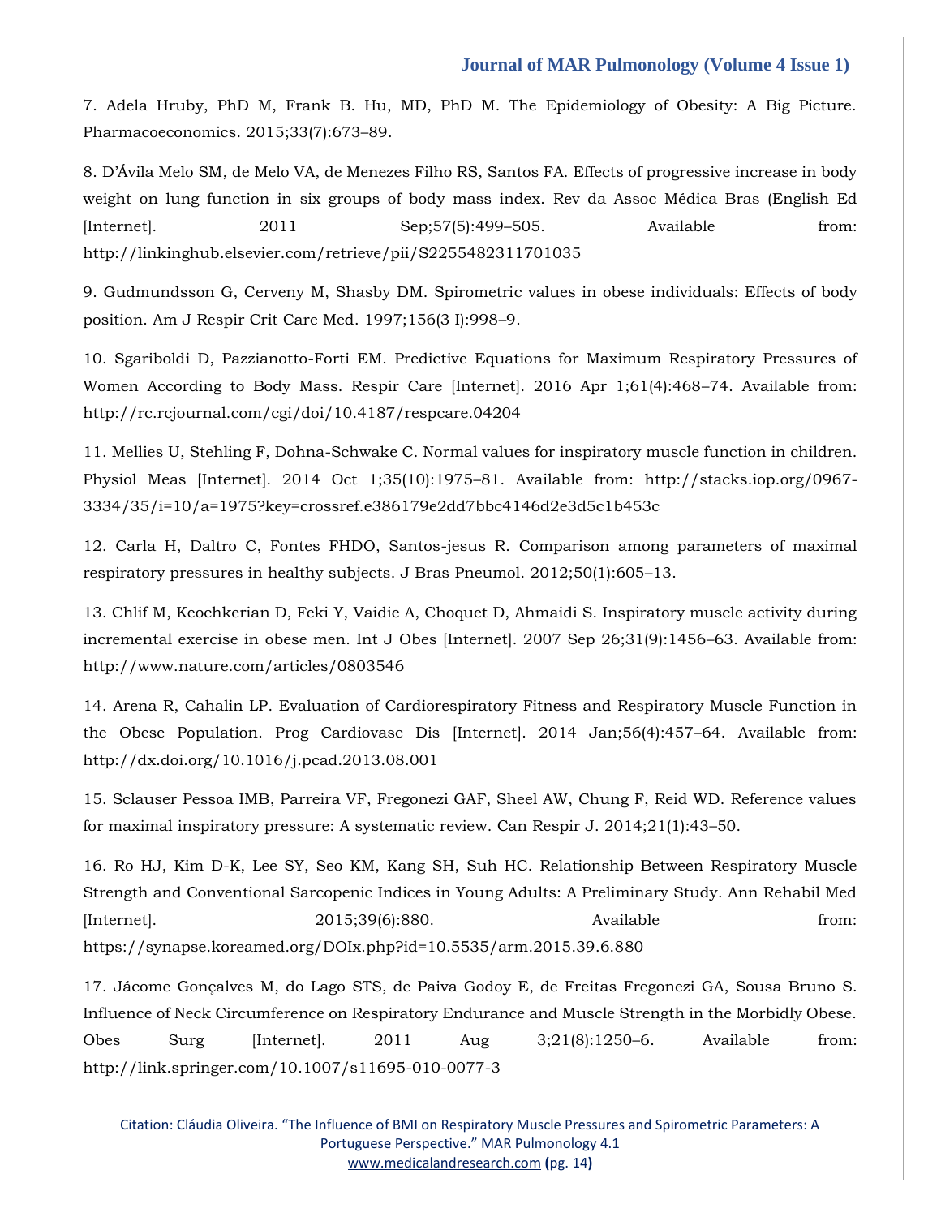7. Adela Hruby, PhD M, Frank B. Hu, MD, PhD M. The Epidemiology of Obesity: A Big Picture. Pharmacoeconomics. 2015;33(7):673–89.

8. D'Ávila Melo SM, de Melo VA, de Menezes Filho RS, Santos FA. Effects of progressive increase in body weight on lung function in six groups of body mass index. Rev da Assoc Médica Bras (English Ed [Internet]. 2011 Sep;57(5):499–505. Available from: http://linkinghub.elsevier.com/retrieve/pii/S2255482311701035

9. Gudmundsson G, Cerveny M, Shasby DM. Spirometric values in obese individuals: Effects of body position. Am J Respir Crit Care Med. 1997;156(3 I):998–9.

10. Sgariboldi D, Pazzianotto-Forti EM. Predictive Equations for Maximum Respiratory Pressures of Women According to Body Mass. Respir Care [Internet]. 2016 Apr 1;61(4):468–74. Available from: http://rc.rcjournal.com/cgi/doi/10.4187/respcare.04204

11. Mellies U, Stehling F, Dohna-Schwake C. Normal values for inspiratory muscle function in children. Physiol Meas [Internet]. 2014 Oct 1;35(10):1975–81. Available from: http://stacks.iop.org/0967-3334/35/i=10/a=1975?key=crossref.e386179e2dd7bbc4146d2e3d5c1b453c

12. Carla H, Daltro C, Fontes FHDO, Santos-jesus R. Comparison among parameters of maximal respiratory pressures in healthy subjects. J Bras Pneumol. 2012;50(1):605–13.

13. Chlif M, Keochkerian D, Feki Y, Vaidie A, Choquet D, Ahmaidi S. Inspiratory muscle activity during incremental exercise in obese men. Int J Obes [Internet]. 2007 Sep 26;31(9):1456–63. Available from: http://www.nature.com/articles/0803546

14. Arena R, Cahalin LP. Evaluation of Cardiorespiratory Fitness and Respiratory Muscle Function in the Obese Population. Prog Cardiovasc Dis [Internet]. 2014 Jan;56(4):457–64. Available from: http://dx.doi.org/10.1016/j.pcad.2013.08.001

15. Sclauser Pessoa IMB, Parreira VF, Fregonezi GAF, Sheel AW, Chung F, Reid WD. Reference values for maximal inspiratory pressure: A systematic review. Can Respir J. 2014;21(1):43–50.

16. Ro HJ, Kim D-K, Lee SY, Seo KM, Kang SH, Suh HC. Relationship Between Respiratory Muscle Strength and Conventional Sarcopenic Indices in Young Adults: A Preliminary Study. Ann Rehabil Med [Internet]. 2015;39(6):880. Available from: https://synapse.koreamed.org/DOIx.php?id=10.5535/arm.2015.39.6.880

17. Jácome Gonçalves M, do Lago STS, de Paiva Godoy E, de Freitas Fregonezi GA, Sousa Bruno S. Influence of Neck Circumference on Respiratory Endurance and Muscle Strength in the Morbidly Obese. Obes Surg [Internet]. 2011 Aug 3;21(8):1250–6. Available from: http://link.springer.com/10.1007/s11695-010-0077-3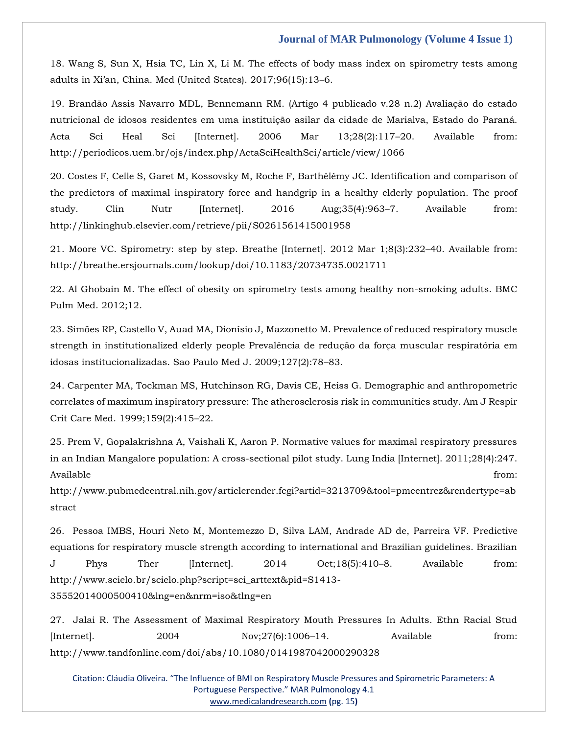18. Wang S, Sun X, Hsia TC, Lin X, Li M. The effects of body mass index on spirometry tests among adults in Xi'an, China. Med (United States). 2017;96(15):13–6.

19. Brandão Assis Navarro MDL, Bennemann RM. (Artigo 4 publicado v.28 n.2) Avaliação do estado nutricional de idosos residentes em uma instituição asilar da cidade de Marialva, Estado do Paraná. Acta Sci Heal Sci [Internet]. 2006 Mar 13;28(2):117–20. Available from: http://periodicos.uem.br/ojs/index.php/ActaSciHealthSci/article/view/1066

20. Costes F, Celle S, Garet M, Kossovsky M, Roche F, Barthélémy JC. Identification and comparison of the predictors of maximal inspiratory force and handgrip in a healthy elderly population. The proof study. Clin Nutr [Internet]. 2016 Aug;35(4):963–7. Available from: http://linkinghub.elsevier.com/retrieve/pii/S0261561415001958

21. Moore VC. Spirometry: step by step. Breathe [Internet]. 2012 Mar 1;8(3):232–40. Available from: http://breathe.ersjournals.com/lookup/doi/10.1183/20734735.0021711

22. Al Ghobain M. The effect of obesity on spirometry tests among healthy non-smoking adults. BMC Pulm Med. 2012;12.

23. Simões RP, Castello V, Auad MA, Dionísio J, Mazzonetto M. Prevalence of reduced respiratory muscle strength in institutionalized elderly people Prevalência de redução da força muscular respiratória em idosas institucionalizadas. Sao Paulo Med J. 2009;127(2):78–83.

24. Carpenter MA, Tockman MS, Hutchinson RG, Davis CE, Heiss G. Demographic and anthropometric correlates of maximum inspiratory pressure: The atherosclerosis risk in communities study. Am J Respir Crit Care Med. 1999;159(2):415–22.

25. Prem V, Gopalakrishna A, Vaishali K, Aaron P. Normative values for maximal respiratory pressures in an Indian Mangalore population: A cross-sectional pilot study. Lung India [Internet]. 2011;28(4):247. Available from: http://www.pubmedcentral.nih.gov/articlerender.fcgi?artid=3213709&tool=pmcentrez&rendertype=abstract

26. Pessoa IMBS, Houri Neto M, Montemezzo D, Silva LAM, Andrade AD de, Parreira VF. Predictive equations for respiratory muscle strength according to international and Brazilian guidelines. Brazilian J Phys Ther [Internet]. 2014 Oct;18(5):410–8. Available from: http://www.scielo.br/scielo.php?script=sci_arttext&pid=S1413-35552014000500410&lng=en&nrm=iso&tlng=en

27. Jalai R. The Assessment of Maximal Respiratory Mouth Pressures In Adults. Ethn Racial Stud [Internet]. 2004 Nov;27(6):1006–14. Available from: http://www.tandfonline.com/doi/abs/10.1080/0141987042000290328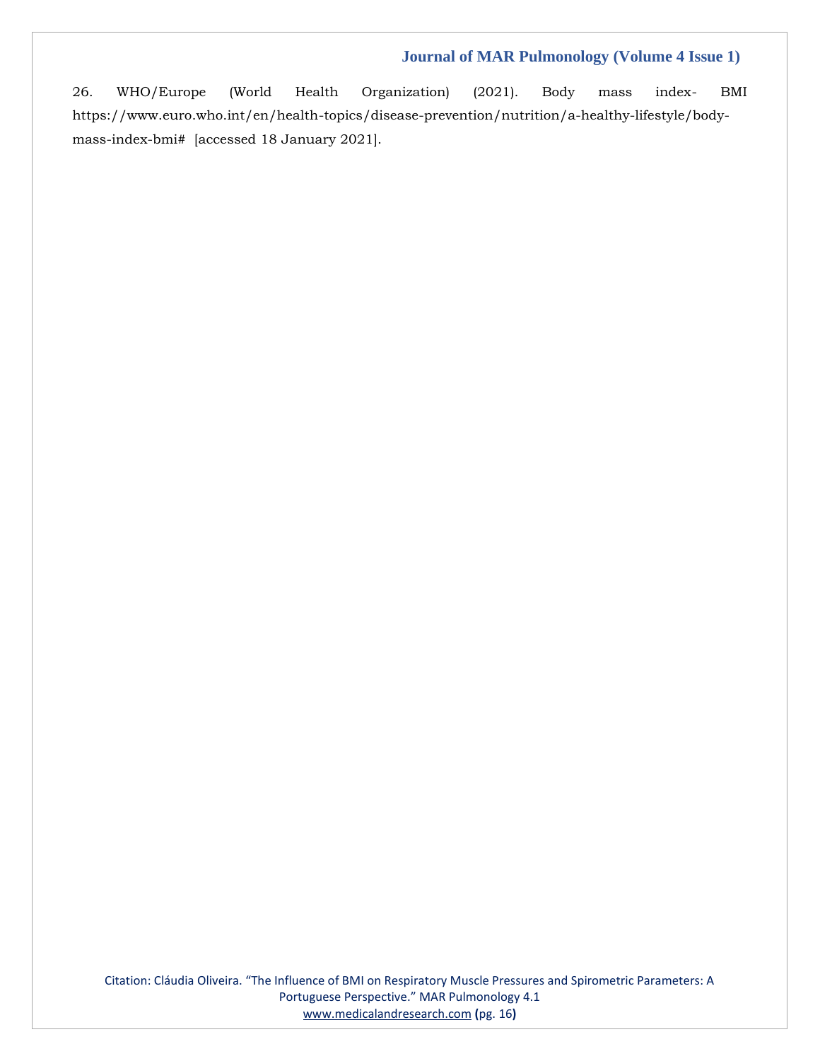26. WHO/Europe (World Health Organization) (2021). Body mass index- BMI https://www.euro.who.int/en/health-topics/disease-prevention/nutrition/a-healthy-lifestyle/body-mass-index-bmi# [accessed 18 January 2021].